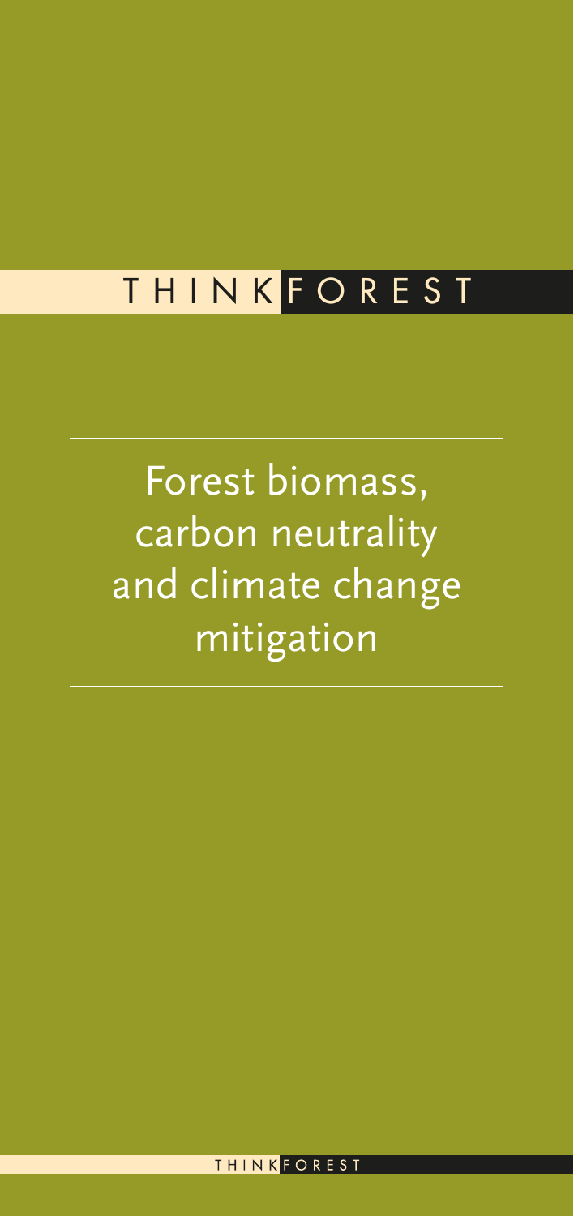THINK FOREST

# Forest biomass, carbon neutrality and climate change mitigation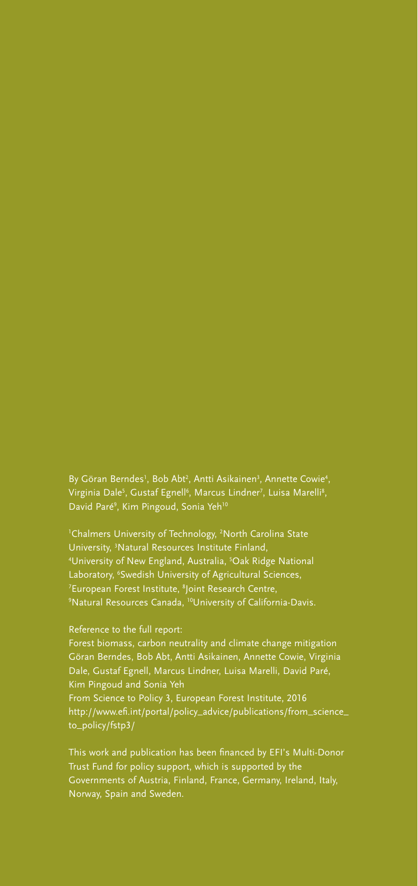By Göran Berndes[1], Bob Abt[2], Antti Asikainen[3], Annette Cowie[4], Virginia Dale[5], Gustaf Egnell[6], Marcus Lindner[7], Luisa Marelli[8], David Paré[9], Kim Pingoud, Sonia Yeh[10]

[1]Chalmers University of Technology, [2]North Carolina State University, [3]Natural Resources Institute Finland, [4]University of New England, Australia, [5]Oak Ridge National Laboratory, [6]Swedish University of Agricultural Sciences, [7]European Forest Institute, [8]Joint Research Centre, [9]Natural Resources Canada, [10]University of California-Davis.

Reference to the full report:
Forest biomass, carbon neutrality and climate change mitigation
Göran Berndes, Bob Abt, Antti Asikainen, Annette Cowie, Virginia Dale, Gustaf Egnell, Marcus Lindner, Luisa Marelli, David Paré, Kim Pingoud and Sonia Yeh
From Science to Policy 3, European Forest Institute, 2016
http://www.efi.int/portal/policy_advice/publications/from_science_to_policy/fstp3/

This work and publication has been financed by EFI's Multi-Donor Trust Fund for policy support, which is supported by the Governments of Austria, Finland, France, Germany, Ireland, Italy, Norway, Spain and Sweden.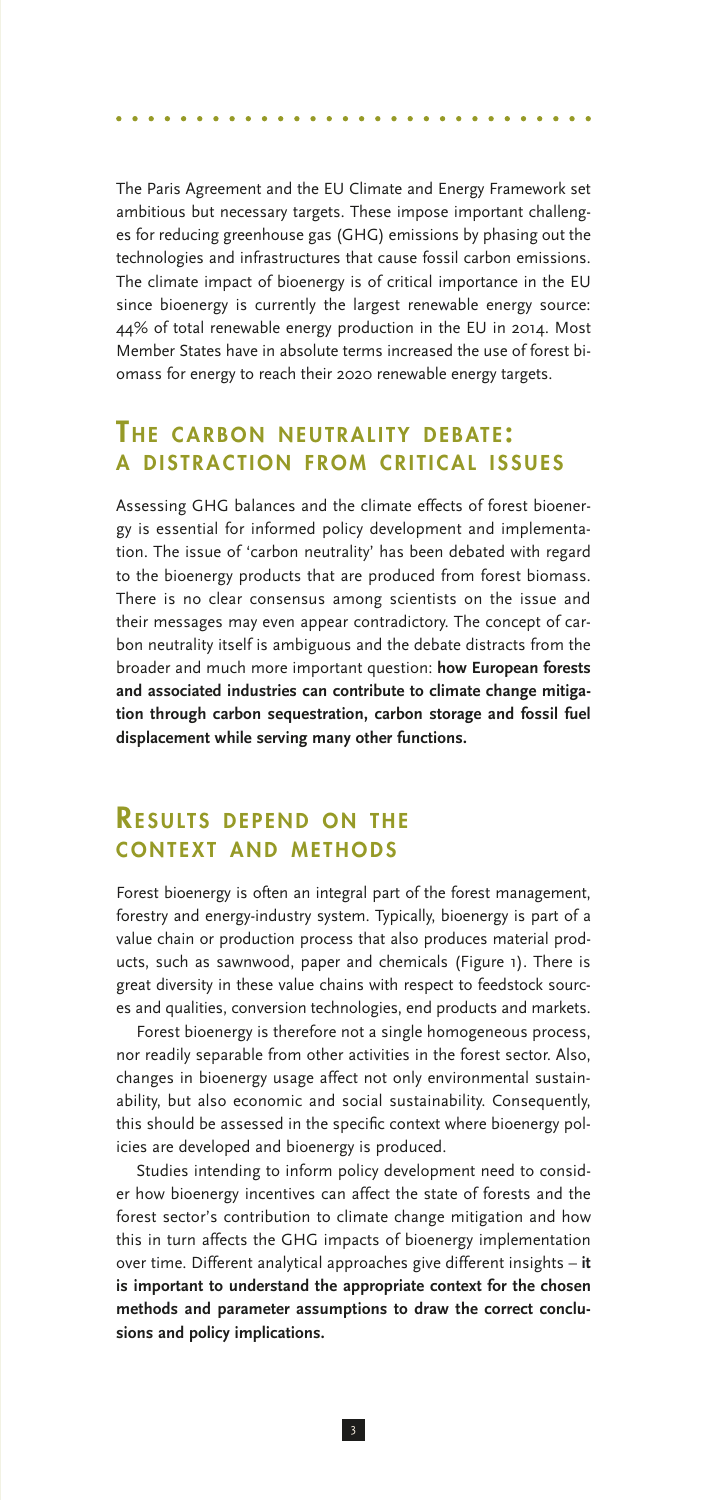The Paris Agreement and the EU Climate and Energy Framework set ambitious but necessary targets. These impose important challenges for reducing greenhouse gas (GHG) emissions by phasing out the technologies and infrastructures that cause fossil carbon emissions. The climate impact of bioenergy is of critical importance in the EU since bioenergy is currently the largest renewable energy source: 44% of total renewable energy production in the EU in 2014. Most Member States have in absolute terms increased the use of forest biomass for energy to reach their 2020 renewable energy targets.

## The carbon neutrality debate: a distraction from critical issues

Assessing GHG balances and the climate effects of forest bioenergy is essential for informed policy development and implementation. The issue of 'carbon neutrality' has been debated with regard to the bioenergy products that are produced from forest biomass. There is no clear consensus among scientists on the issue and their messages may even appear contradictory. The concept of carbon neutrality itself is ambiguous and the debate distracts from the broader and much more important question: **how European forests and associated industries can contribute to climate change mitigation through carbon sequestration, carbon storage and fossil fuel displacement while serving many other functions.**

## Results depend on the context and methods

Forest bioenergy is often an integral part of the forest management, forestry and energy-industry system. Typically, bioenergy is part of a value chain or production process that also produces material products, such as sawnwood, paper and chemicals (Figure 1). There is great diversity in these value chains with respect to feedstock sources and qualities, conversion technologies, end products and markets.

Forest bioenergy is therefore not a single homogeneous process, nor readily separable from other activities in the forest sector. Also, changes in bioenergy usage affect not only environmental sustainability, but also economic and social sustainability. Consequently, this should be assessed in the specific context where bioenergy policies are developed and bioenergy is produced.

Studies intending to inform policy development need to consider how bioenergy incentives can affect the state of forests and the forest sector's contribution to climate change mitigation and how this in turn affects the GHG impacts of bioenergy implementation over time. Different analytical approaches give different insights – **it is important to understand the appropriate context for the chosen methods and parameter assumptions to draw the correct conclusions and policy implications.**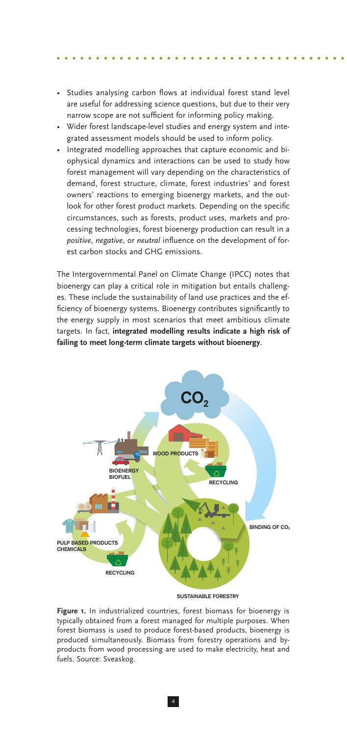- Studies analysing carbon flows at individual forest stand level are useful for addressing science questions, but due to their very narrow scope are not sufficient for informing policy making.
- Wider forest landscape-level studies and energy system and integrated assessment models should be used to inform policy.
- Integrated modelling approaches that capture economic and biophysical dynamics and interactions can be used to study how forest management will vary depending on the characteristics of demand, forest structure, climate, forest industries' and forest owners' reactions to emerging bioenergy markets, and the outlook for other forest product markets. Depending on the specific circumstances, such as forests, product uses, markets and processing technologies, forest bioenergy production can result in a *positive*, *negative*, or *neutral* influence on the development of forest carbon stocks and GHG emissions.

The Intergovernmental Panel on Climate Change (IPCC) notes that bioenergy can play a critical role in mitigation but entails challenges. These include the sustainability of land use practices and the efficiency of bioenergy systems. Bioenergy contributes significantly to the energy supply in most scenarios that meet ambitious climate targets. In fact, **integrated modelling results indicate a high risk of failing to meet long-term climate targets without bioenergy**.

$CO_2$

WOOD PRODUCTS

BIOENERGY
BIOFUEL

RECYCLING

BINDING OF $CO_2$

PULP BASED PRODUCTS
CHEMICALS

RECYCLING

SUSTAINABLE FORESTRY

**Figure 1.** In industrialized countries, forest biomass for bioenergy is typically obtained from a forest managed for multiple purposes. When forest biomass is used to produce forest-based products, bioenergy is produced simultaneously. Biomass from forestry operations and by-products from wood processing are used to make electricity, heat and fuels. Source: Sveaskog.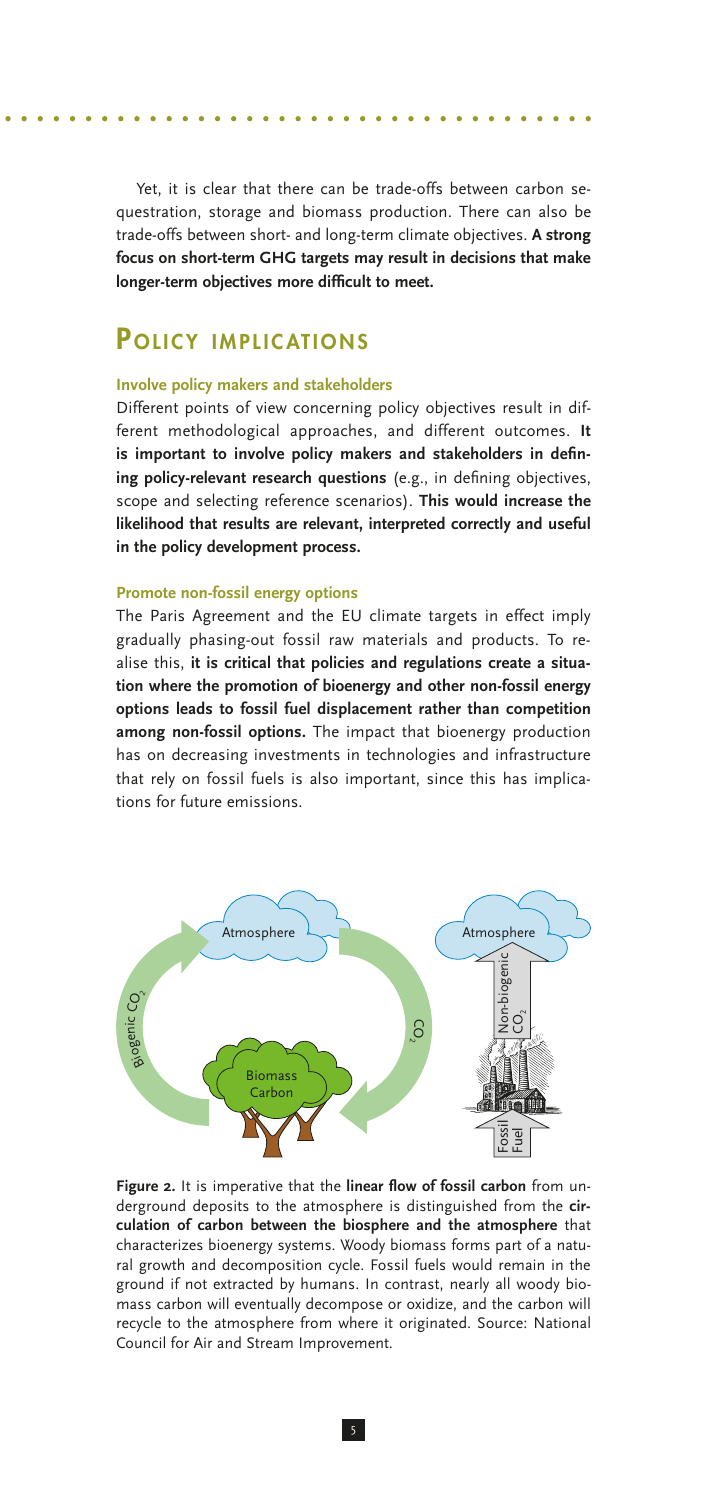Yet, it is clear that there can be trade-offs between carbon sequestration, storage and biomass production. There can also be trade-offs between short- and long-term climate objectives. **A strong focus on short-term GHG targets may result in decisions that make longer-term objectives more difficult to meet.**

## Policy implications

### Involve policy makers and stakeholders

Different points of view concerning policy objectives result in different methodological approaches, and different outcomes. **It is important to involve policy makers and stakeholders in defining policy-relevant research questions** (e.g., in defining objectives, scope and selecting reference scenarios). **This would increase the likelihood that results are relevant, interpreted correctly and useful in the policy development process.**

### Promote non-fossil energy options

The Paris Agreement and the EU climate targets in effect imply gradually phasing-out fossil raw materials and products. To realise this, **it is critical that policies and regulations create a situation where the promotion of bioenergy and other non-fossil energy options leads to fossil fuel displacement rather than competition among non-fossil options.** The impact that bioenergy production has on decreasing investments in technologies and infrastructure that rely on fossil fuels is also important, since this has implications for future emissions.

**Figure 2.** It is imperative that the **linear flow of fossil carbon** from underground deposits to the atmosphere is distinguished from the **circulation of carbon between the biosphere and the atmosphere** that characterizes bioenergy systems. Woody biomass forms part of a natural growth and decomposition cycle. Fossil fuels would remain in the ground if not extracted by humans. In contrast, nearly all woody biomass carbon will eventually decompose or oxidize, and the carbon will recycle to the atmosphere from where it originated. Source: National Council for Air and Stream Improvement.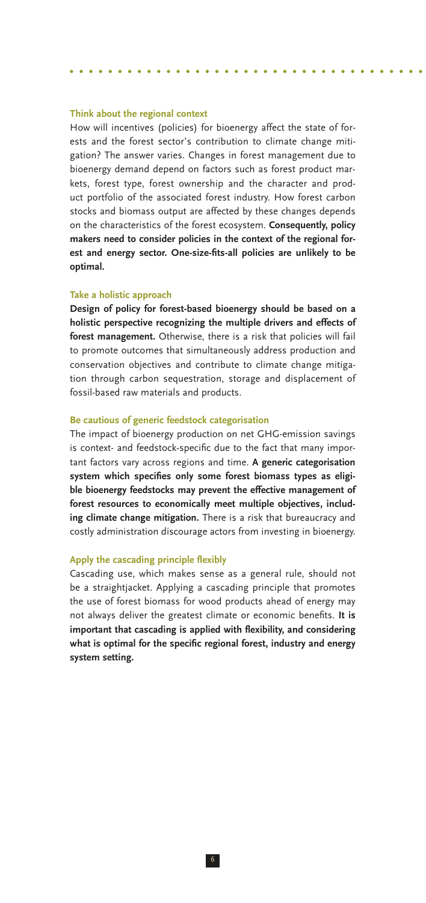### Think about the regional context

How will incentives (policies) for bioenergy affect the state of forests and the forest sector's contribution to climate change mitigation? The answer varies. Changes in forest management due to bioenergy demand depend on factors such as forest product markets, forest type, forest ownership and the character and product portfolio of the associated forest industry. How forest carbon stocks and biomass output are affected by these changes depends on the characteristics of the forest ecosystem. **Consequently, policy makers need to consider policies in the context of the regional forest and energy sector. One-size-fits-all policies are unlikely to be optimal.**

### Take a holistic approach

**Design of policy for forest-based bioenergy should be based on a holistic perspective recognizing the multiple drivers and effects of forest management.** Otherwise, there is a risk that policies will fail to promote outcomes that simultaneously address production and conservation objectives and contribute to climate change mitigation through carbon sequestration, storage and displacement of fossil-based raw materials and products.

### Be cautious of generic feedstock categorisation

The impact of bioenergy production on net GHG-emission savings is context- and feedstock-specific due to the fact that many important factors vary across regions and time. **A generic categorisation system which specifies only some forest biomass types as eligible bioenergy feedstocks may prevent the effective management of forest resources to economically meet multiple objectives, including climate change mitigation.** There is a risk that bureaucracy and costly administration discourage actors from investing in bioenergy.

### Apply the cascading principle flexibly

Cascading use, which makes sense as a general rule, should not be a straightjacket. Applying a cascading principle that promotes the use of forest biomass for wood products ahead of energy may not always deliver the greatest climate or economic benefits. **It is important that cascading is applied with flexibility, and considering what is optimal for the specific regional forest, industry and energy system setting.**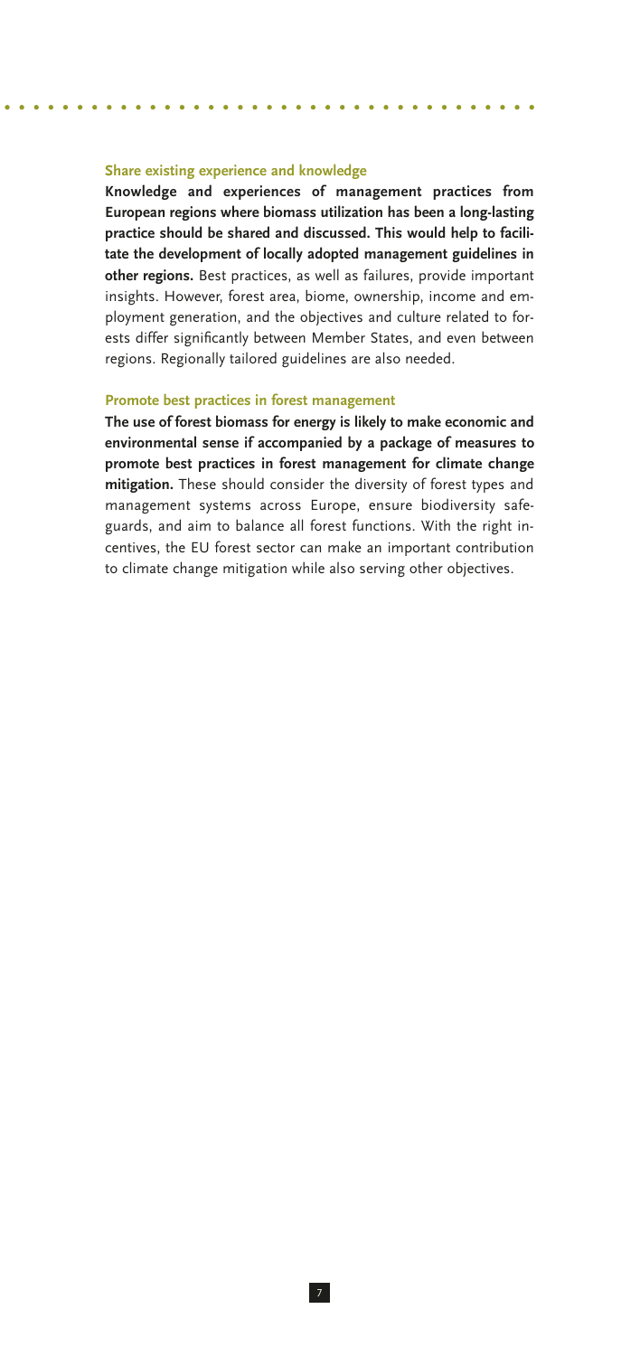### Share existing experience and knowledge

**Knowledge and experiences of management practices from European regions where biomass utilization has been a long-lasting practice should be shared and discussed. This would help to facilitate the development of locally adopted management guidelines in other regions.** Best practices, as well as failures, provide important insights. However, forest area, biome, ownership, income and employment generation, and the objectives and culture related to forests differ significantly between Member States, and even between regions. Regionally tailored guidelines are also needed.

### Promote best practices in forest management

**The use of forest biomass for energy is likely to make economic and environmental sense if accompanied by a package of measures to promote best practices in forest management for climate change mitigation.** These should consider the diversity of forest types and management systems across Europe, ensure biodiversity safeguards, and aim to balance all forest functions. With the right incentives, the EU forest sector can make an important contribution to climate change mitigation while also serving other objectives.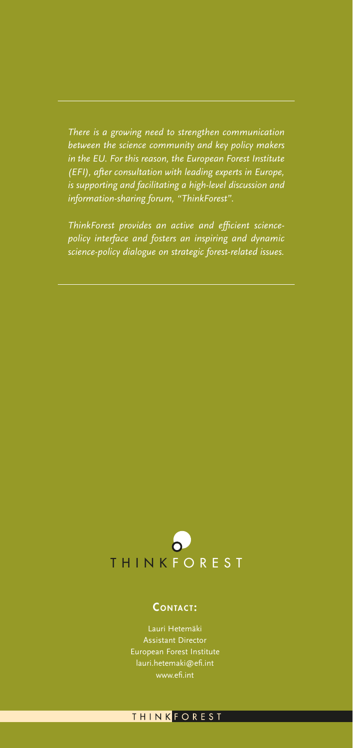*There is a growing need to strengthen communication between the science community and key policy makers in the EU. For this reason, the European Forest Institute (EFI), after consultation with leading experts in Europe, is supporting and facilitating a high-level discussion and information-sharing forum, "ThinkForest".*

*ThinkForest provides an active and efficient science-policy interface and fosters an inspiring and dynamic science-policy dialogue on strategic forest-related issues.*

THINKFOREST

## Contact:

Lauri Hetemäki
Assistant Director
European Forest Institute
lauri.hetemaki@efi.int
www.efi.int